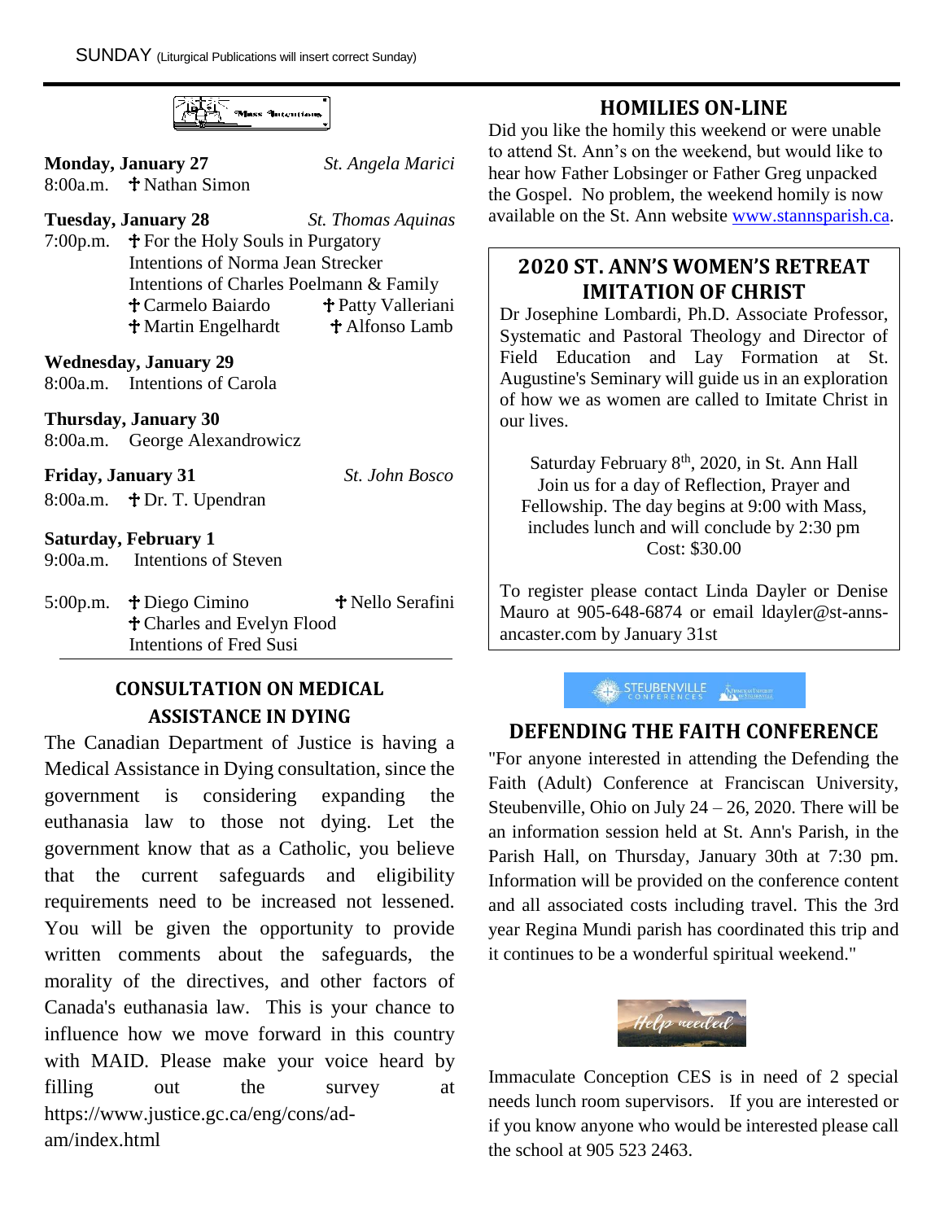SUNDAY (Liturgical Publications will insert correct Sunday)

**Monday, January 27** *St. Angela Marici*
8:00a.m. ✝ Nathan Simon

**Tuesday, January 28** *St. Thomas Aquinas*
7:00p.m. ✝ For the Holy Souls in Purgatory
Intentions of Norma Jean Strecker
Intentions of Charles Poelmann & Family
✝ Carmelo Baiardo ✝ Patty Valleriani
✝ Martin Engelhardt ✝ Alfonso Lamb

**Wednesday, January 29**
8:00a.m. Intentions of Carola

**Thursday, January 30**
8:00a.m. George Alexandrowicz

**Friday, January 31** *St. John Bosco*
8:00a.m. ✝ Dr. T. Upendran

**Saturday, February 1**
9:00a.m. Intentions of Steven

5:00p.m. ✝ Diego Cimino ✝ Nello Serafini
✝ Charles and Evelyn Flood
Intentions of Fred Susi

## CONSULTATION ON MEDICAL ASSISTANCE IN DYING

The Canadian Department of Justice is having a Medical Assistance in Dying consultation, since the government is considering expanding the euthanasia law to those not dying. Let the government know that as a Catholic, you believe that the current safeguards and eligibility requirements need to be increased not lessened. You will be given the opportunity to provide written comments about the safeguards, the morality of the directives, and other factors of Canada's euthanasia law. This is your chance to influence how we move forward in this country with MAID. Please make your voice heard by filling out the survey at https://www.justice.gc.ca/eng/cons/ad-am/index.html

## HOMILIES ON-LINE

Did you like the homily this weekend or were unable to attend St. Ann's on the weekend, but would like to hear how Father Lobsinger or Father Greg unpacked the Gospel. No problem, the weekend homily is now available on the St. Ann website www.stannsparish.ca.

## 2020 ST. ANN'S WOMEN'S RETREAT IMITATION OF CHRIST

Dr Josephine Lombardi, Ph.D. Associate Professor, Systematic and Pastoral Theology and Director of Field Education and Lay Formation at St. Augustine's Seminary will guide us in an exploration of how we as women are called to Imitate Christ in our lives.

Saturday February 8th, 2020, in St. Ann Hall
Join us for a day of Reflection, Prayer and Fellowship. The day begins at 9:00 with Mass, includes lunch and will conclude by 2:30 pm
Cost: $30.00

To register please contact Linda Dayler or Denise Mauro at 905-648-6874 or email ldayler@st-anns-ancaster.com by January 31st

## DEFENDING THE FAITH CONFERENCE

"For anyone interested in attending the Defending the Faith (Adult) Conference at Franciscan University, Steubenville, Ohio on July 24 – 26, 2020. There will be an information session held at St. Ann's Parish, in the Parish Hall, on Thursday, January 30th at 7:30 pm. Information will be provided on the conference content and all associated costs including travel. This the 3rd year Regina Mundi parish has coordinated this trip and it continues to be a wonderful spiritual weekend."

Immaculate Conception CES is in need of 2 special needs lunch room supervisors. If you are interested or if you know anyone who would be interested please call the school at 905 523 2463.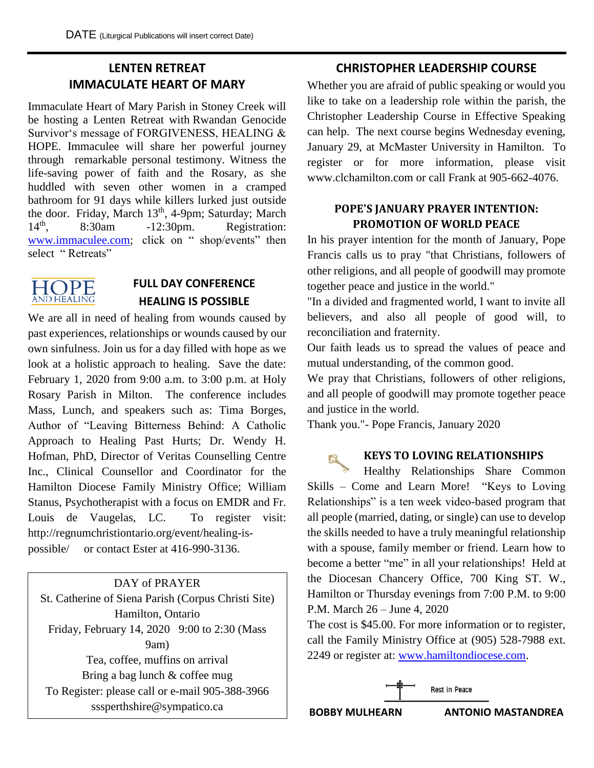DATE (Liturgical Publications will insert correct Date)

## LENTEN RETREAT
## IMMACULATE HEART OF MARY

Immaculate Heart of Mary Parish in Stoney Creek will be hosting a Lenten Retreat with Rwandan Genocide Survivor's message of FORGIVENESS, HEALING & HOPE. Immaculee will share her powerful journey through remarkable personal testimony. Witness the life-saving power of faith and the Rosary, as she huddled with seven other women in a cramped bathroom for 91 days while killers lurked just outside the door. Friday, March 13th, 4-9pm; Saturday; March 14th, 8:30am -12:30pm. Registration: www.immaculee.com; click on " shop/events" then select " Retreats"

HOPE AND HEALING

## FULL DAY CONFERENCE
## HEALING IS POSSIBLE

We are all in need of healing from wounds caused by past experiences, relationships or wounds caused by our own sinfulness. Join us for a day filled with hope as we look at a holistic approach to healing. Save the date: February 1, 2020 from 9:00 a.m. to 3:00 p.m. at Holy Rosary Parish in Milton. The conference includes Mass, Lunch, and speakers such as: Tima Borges, Author of "Leaving Bitterness Behind: A Catholic Approach to Healing Past Hurts; Dr. Wendy H. Hofman, PhD, Director of Veritas Counselling Centre Inc., Clinical Counsellor and Coordinator for the Hamilton Diocese Family Ministry Office; William Stanus, Psychotherapist with a focus on EMDR and Fr. Louis de Vaugelas, LC. To register visit: http://regnumchristiontario.org/event/healing-is-possible/ or contact Ester at 416-990-3136.

DAY of PRAYER
St. Catherine of Siena Parish (Corpus Christi Site)
Hamilton, Ontario
Friday, February 14, 2020 9:00 to 2:30 (Mass 9am)
Tea, coffee, muffins on arrival
Bring a bag lunch & coffee mug
To Register: please call or e-mail 905-388-3966
sssperthshire@sympatico.ca

## CHRISTOPHER LEADERSHIP COURSE

Whether you are afraid of public speaking or would you like to take on a leadership role within the parish, the Christopher Leadership Course in Effective Speaking can help. The next course begins Wednesday evening, January 29, at McMaster University in Hamilton. To register or for more information, please visit www.clchamilton.com or call Frank at 905-662-4076.

## POPE'S JANUARY PRAYER INTENTION: PROMOTION OF WORLD PEACE

In his prayer intention for the month of January, Pope Francis calls us to pray "that Christians, followers of other religions, and all people of goodwill may promote together peace and justice in the world."

"In a divided and fragmented world, I want to invite all believers, and also all people of good will, to reconciliation and fraternity.

Our faith leads us to spread the values of peace and mutual understanding, of the common good.

We pray that Christians, followers of other religions, and all people of goodwill may promote together peace and justice in the world.

Thank you."- Pope Francis, January 2020

## KEYS TO LOVING RELATIONSHIPS

Healthy Relationships Share Common Skills – Come and Learn More! "Keys to Loving Relationships" is a ten week video-based program that all people (married, dating, or single) can use to develop the skills needed to have a truly meaningful relationship with a spouse, family member or friend. Learn how to become a better "me" in all your relationships! Held at the Diocesan Chancery Office, 700 King ST. W., Hamilton or Thursday evenings from 7:00 P.M. to 9:00 P.M. March 26 – June 4, 2020

The cost is $45.00. For more information or to register, call the Family Ministry Office at (905) 528-7988 ext. 2249 or register at: www.hamiltondiocese.com.

Rest In Peace

**BOBBY MULHEARN** **ANTONIO MASTANDREA**